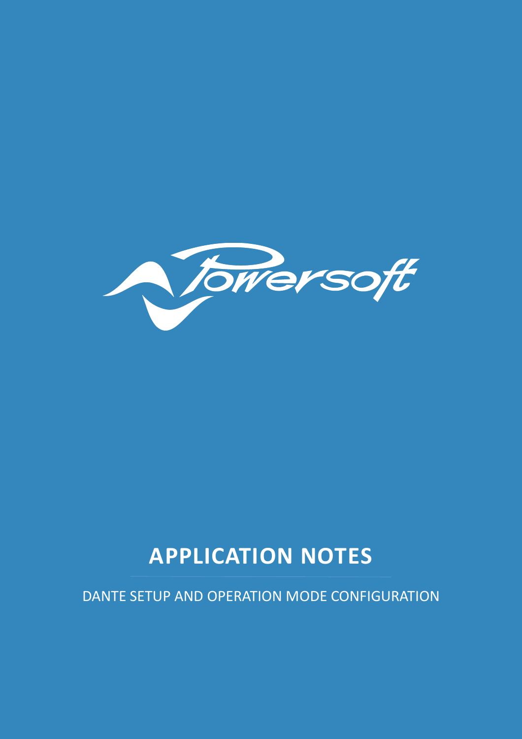# APPLICATION NOTES

DANTE SETUP AND OPERATION MODE CONFIGURATION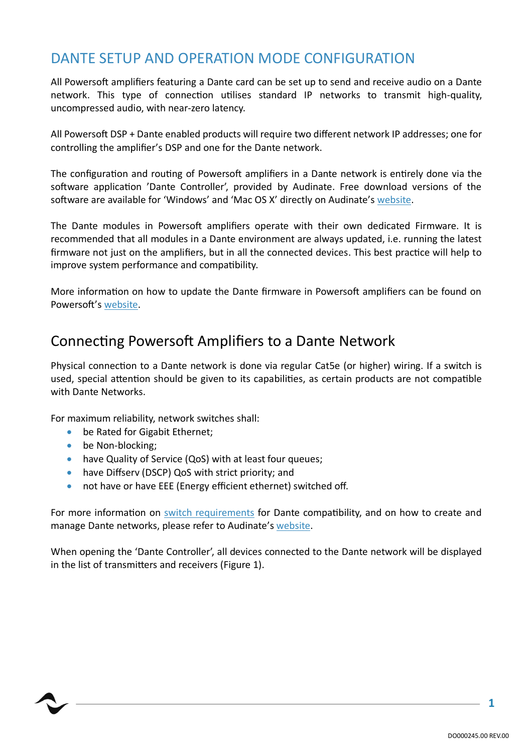# DANTE SETUP AND OPERATION MODE CONFIGURATION

All Powersoft amplifiers featuring a Dante card can be set up to send and receive audio on a Dante network. This type of connection utilises standard IP networks to transmit high-quality, uncompressed audio, with near-zero latency.

All Powersoft DSP + Dante enabled products will require two different network IP addresses; one for controlling the amplifier's DSP and one for the Dante network.

The configuration and routing of Powersoft amplifiers in a Dante network is entirely done via the software application 'Dante Controller', provided by Audinate. Free download versions of the software are available for 'Windows' and 'Mac OS X' directly on Audinate's website.

The Dante modules in Powersoft amplifiers operate with their own dedicated Firmware. It is recommended that all modules in a Dante environment are always updated, i.e. running the latest firmware not just on the amplifiers, but in all the connected devices. This best practice will help to improve system performance and compatibility.

More information on how to update the Dante firmware in Powersoft amplifiers can be found on Powersoft's website.

## Connecting Powersoft Amplifiers to a Dante Network

Physical connection to a Dante network is done via regular Cat5e (or higher) wiring. If a switch is used, special attention should be given to its capabilities, as certain products are not compatible with Dante Networks.

For maximum reliability, network switches shall:

- be Rated for Gigabit Ethernet;
- be Non-blocking;
- have Quality of Service (QoS) with at least four queues;
- have Diffserv (DSCP) QoS with strict priority; and
- not have or have EEE (Energy efficient ethernet) switched off.

For more information on switch requirements for Dante compatibility, and on how to create and manage Dante networks, please refer to Audinate's website.

When opening the 'Dante Controller', all devices connected to the Dante network will be displayed in the list of transmitters and receivers (Figure 1).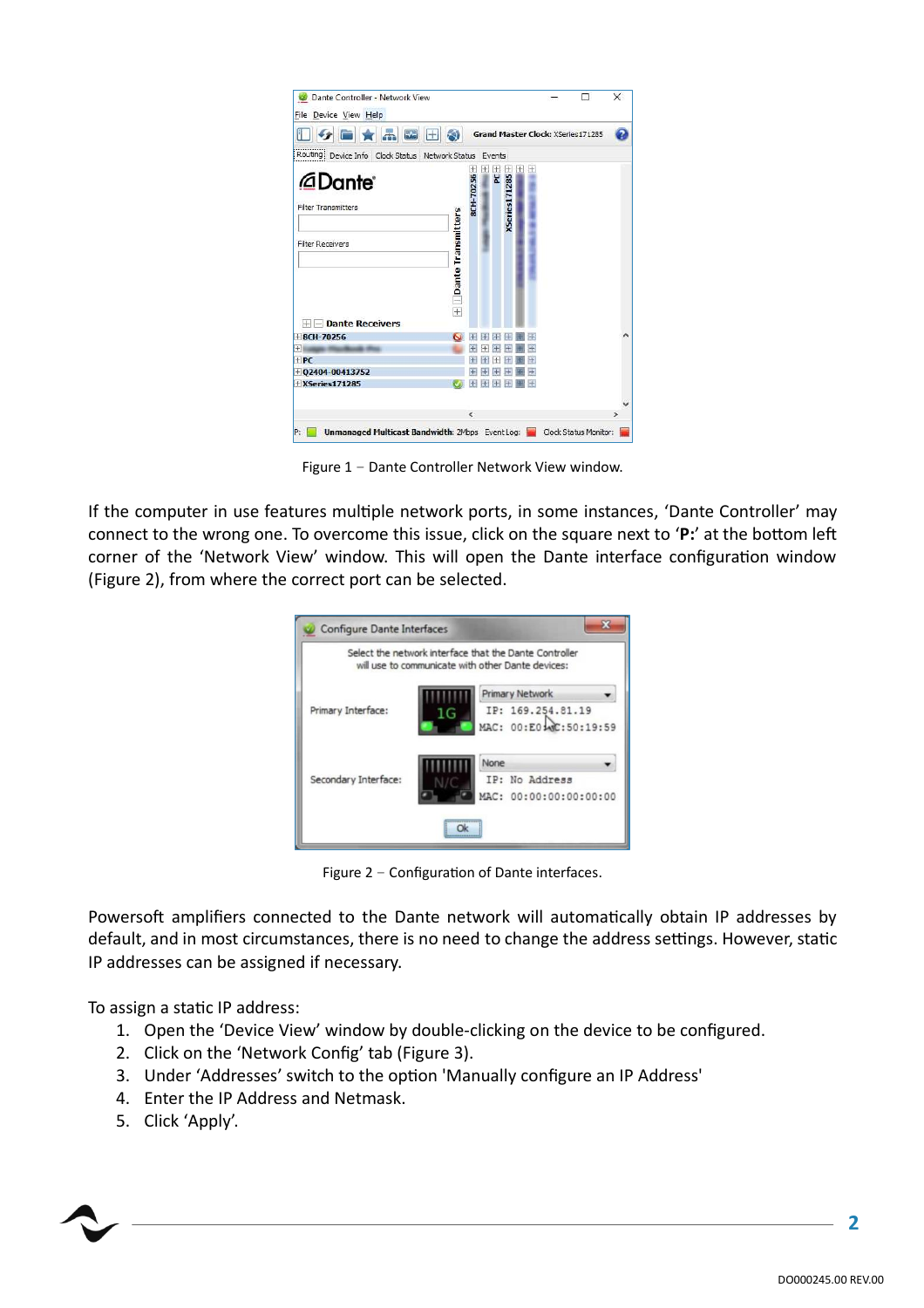Figure 1 – Dante Controller Network View window.

If the computer in use features multiple network ports, in some instances, 'Dante Controller' may connect to the wrong one. To overcome this issue, click on the square next to '**P:**' at the bottom left corner of the 'Network View' window. This will open the Dante interface configuration window (Figure 2), from where the correct port can be selected.

Figure 2 – Configuration of Dante interfaces.

Powersoft amplifiers connected to the Dante network will automatically obtain IP addresses by default, and in most circumstances, there is no need to change the address settings. However, static IP addresses can be assigned if necessary.

To assign a static IP address:

1. Open the 'Device View' window by double-clicking on the device to be configured.
2. Click on the 'Network Config' tab (Figure 3).
3. Under 'Addresses' switch to the option 'Manually configure an IP Address'
4. Enter the IP Address and Netmask.
5. Click 'Apply'.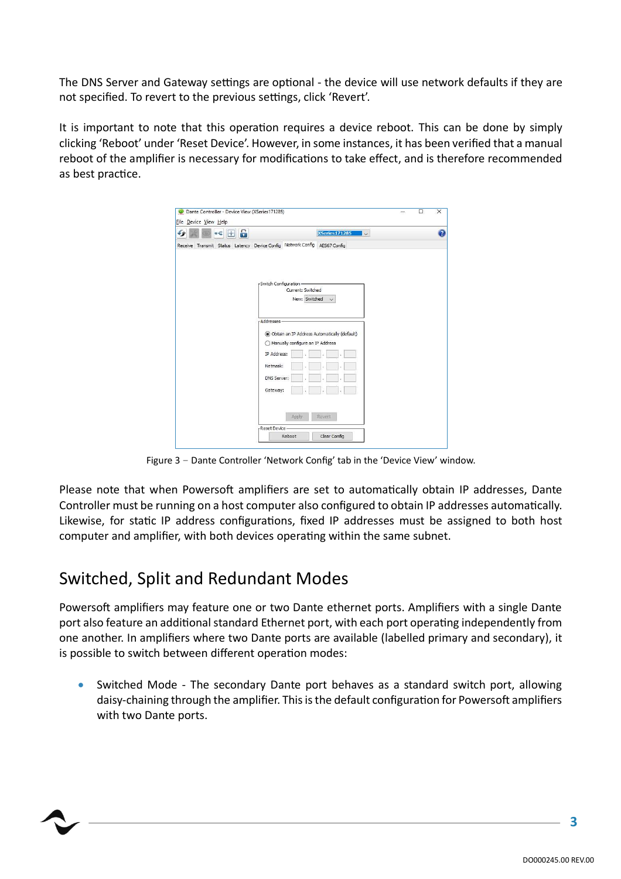The DNS Server and Gateway settings are optional - the device will use network defaults if they are not specified. To revert to the previous settings, click 'Revert'.

It is important to note that this operation requires a device reboot. This can be done by simply clicking 'Reboot' under 'Reset Device'. However, in some instances, it has been verified that a manual reboot of the amplifier is necessary for modifications to take effect, and is therefore recommended as best practice.

Figure 3 – Dante Controller 'Network Config' tab in the 'Device View' window.

Please note that when Powersoft amplifiers are set to automatically obtain IP addresses, Dante Controller must be running on a host computer also configured to obtain IP addresses automatically. Likewise, for static IP address configurations, fixed IP addresses must be assigned to both host computer and amplifier, with both devices operating within the same subnet.

## Switched, Split and Redundant Modes

Powersoft amplifiers may feature one or two Dante ethernet ports. Amplifiers with a single Dante port also feature an additional standard Ethernet port, with each port operating independently from one another. In amplifiers where two Dante ports are available (labelled primary and secondary), it is possible to switch between different operation modes:

- Switched Mode - The secondary Dante port behaves as a standard switch port, allowing daisy-chaining through the amplifier. This is the default configuration for Powersoft amplifiers with two Dante ports.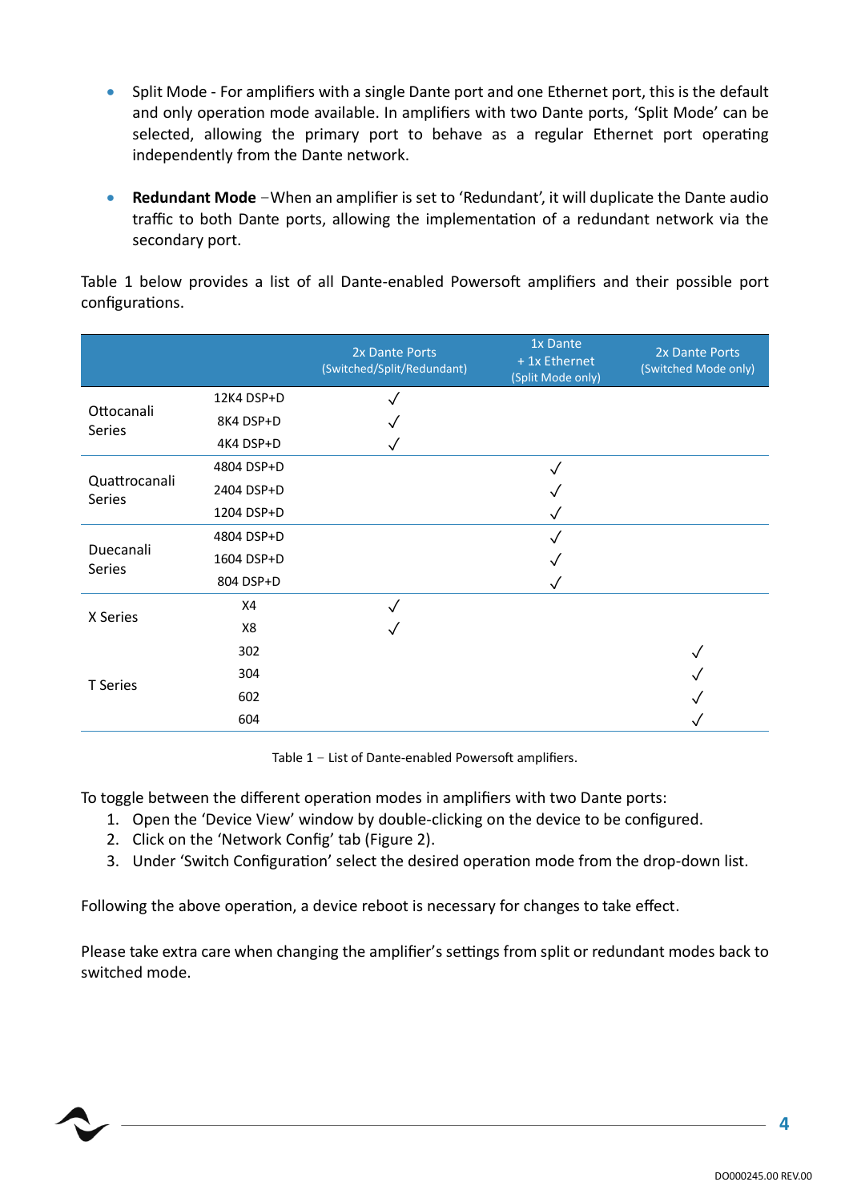- Split Mode - For amplifiers with a single Dante port and one Ethernet port, this is the default and only operation mode available. In amplifiers with two Dante ports, 'Split Mode' can be selected, allowing the primary port to behave as a regular Ethernet port operating independently from the Dante network.

- **Redundant Mode** – When an amplifier is set to 'Redundant', it will duplicate the Dante audio traffic to both Dante ports, allowing the implementation of a redundant network via the secondary port.

Table 1 below provides a list of all Dante-enabled Powersoft amplifiers and their possible port configurations.

| | | 2x Dante Ports (Switched/Split/Redundant) | 1x Dante + 1x Ethernet (Split Mode only) | 2x Dante Ports (Switched Mode only) |
|---|---|---|---|---|
| Ottocanali Series | 12K4 DSP+D | ✓ | | |
| | 8K4 DSP+D | ✓ | | |
| | 4K4 DSP+D | ✓ | | |
| Quattrocanali Series | 4804 DSP+D | | ✓ | |
| | 2404 DSP+D | | ✓ | |
| | 1204 DSP+D | | ✓ | |
| Duecanali Series | 4804 DSP+D | | ✓ | |
| | 1604 DSP+D | | ✓ | |
| | 804 DSP+D | | ✓ | |
| X Series | X4 | ✓ | | |
| | X8 | ✓ | | |
| T Series | 302 | | | ✓ |
| | 304 | | | ✓ |
| | 602 | | | ✓ |
| | 604 | | | ✓ |

Table 1 – List of Dante-enabled Powersoft amplifiers.

To toggle between the different operation modes in amplifiers with two Dante ports:

1. Open the 'Device View' window by double-clicking on the device to be configured.
2. Click on the 'Network Config' tab (Figure 2).
3. Under 'Switch Configuration' select the desired operation mode from the drop-down list.

Following the above operation, a device reboot is necessary for changes to take effect.

Please take extra care when changing the amplifier's settings from split or redundant modes back to switched mode.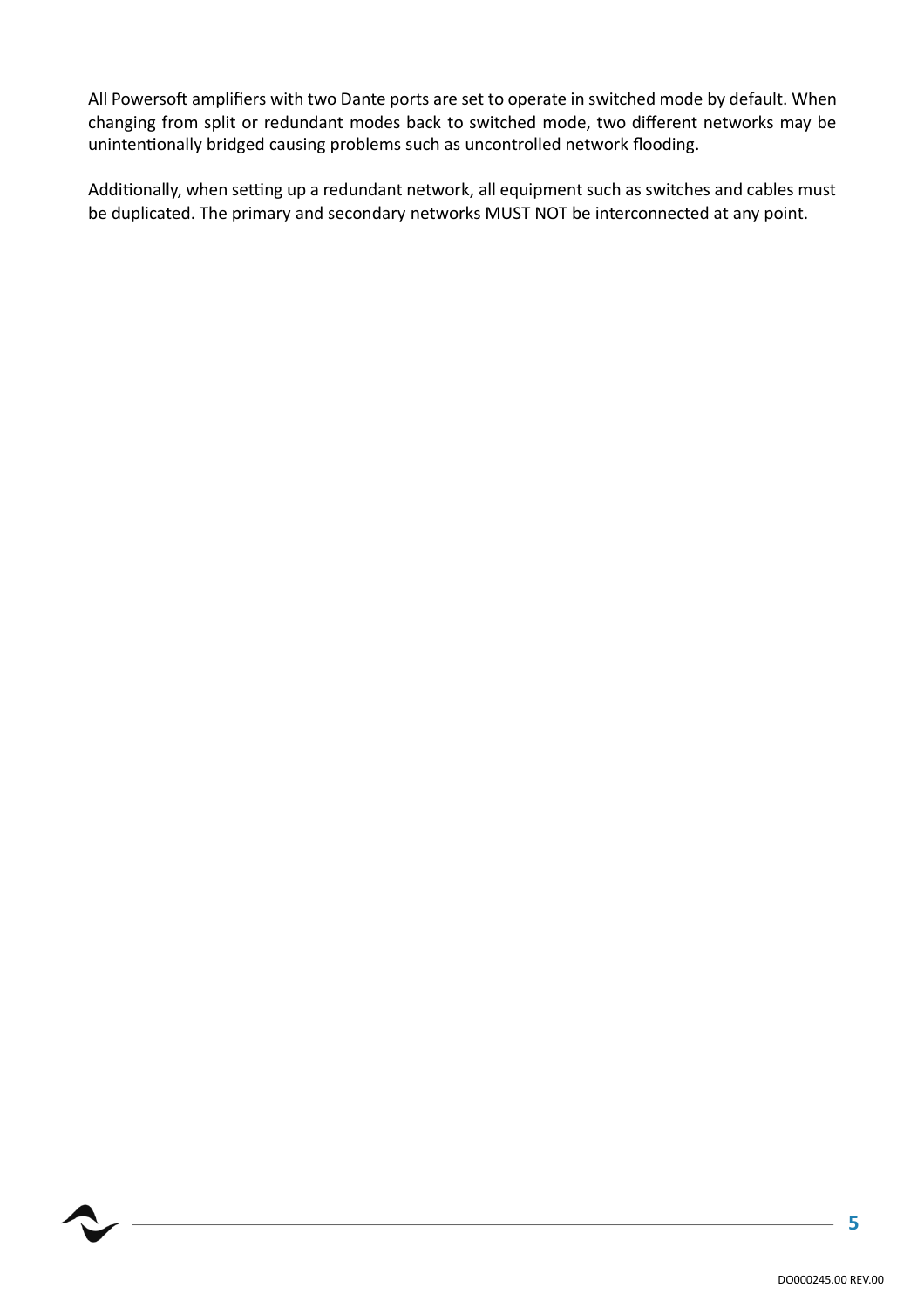All Powersoft amplifiers with two Dante ports are set to operate in switched mode by default. When changing from split or redundant modes back to switched mode, two different networks may be unintentionally bridged causing problems such as uncontrolled network flooding.

Additionally, when setting up a redundant network, all equipment such as switches and cables must be duplicated. The primary and secondary networks MUST NOT be interconnected at any point.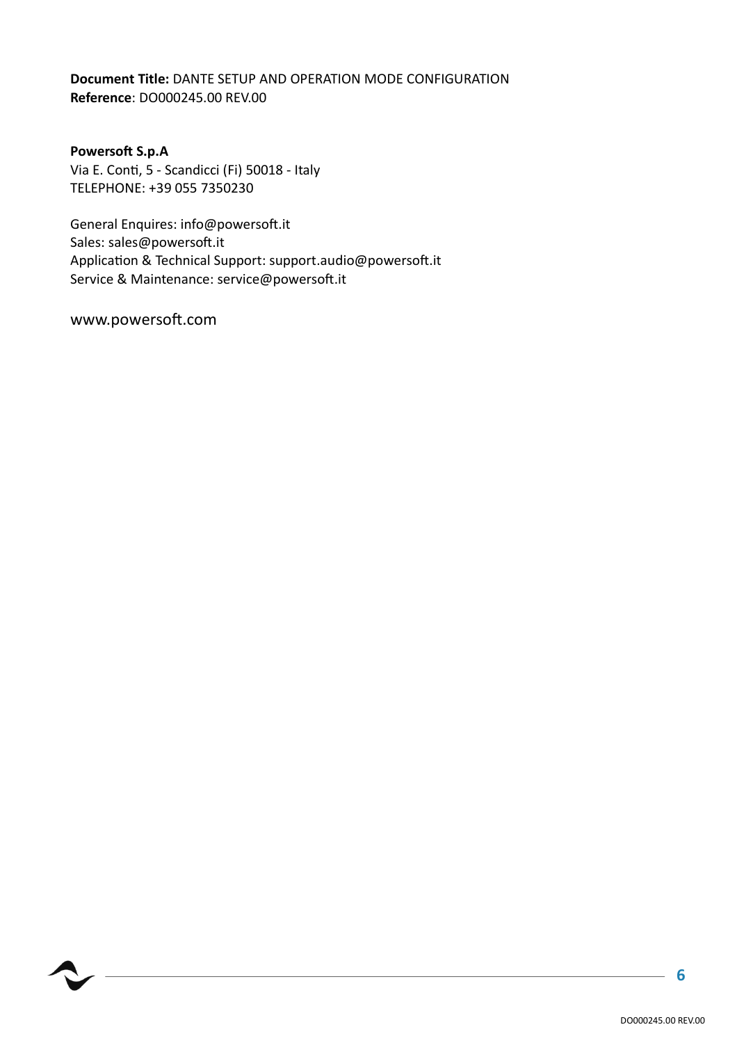**Document Title:** DANTE SETUP AND OPERATION MODE CONFIGURATION
**Reference**: DO000245.00 REV.00

**Powersoft S.p.A**
Via E. Conti, 5 - Scandicci (Fi) 50018 - Italy
TELEPHONE: +39 055 7350230

General Enquires: info@powersoft.it
Sales: sales@powersoft.it
Application & Technical Support: support.audio@powersoft.it
Service & Maintenance: service@powersoft.it

www.powersoft.com